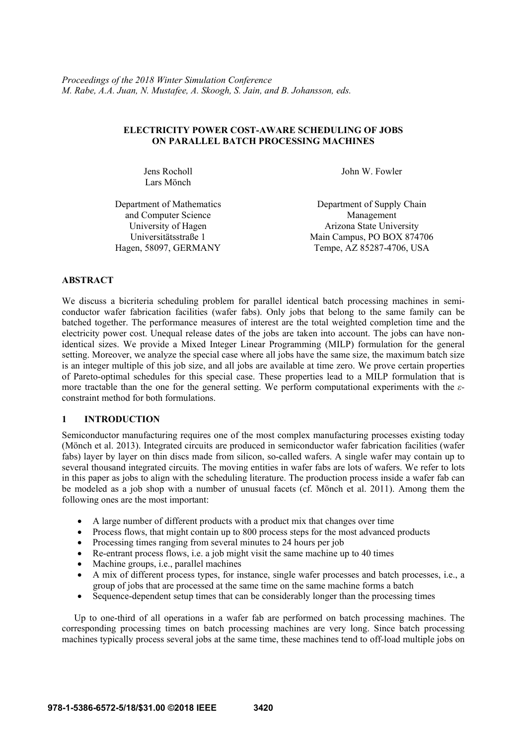*Proceedings of the 2018 Winter Simulation Conference*
*M. Rabe, A.A. Juan, N. Mustafee, A. Skoogh, S. Jain, and B. Johansson, eds.*

# ELECTRICITY POWER COST-AWARE SCHEDULING OF JOBS ON PARALLEL BATCH PROCESSING MACHINES

Jens Rocholl
Lars Mönch

Department of Mathematics and Computer Science
University of Hagen
Universitätsstraße 1
Hagen, 58097, GERMANY

John W. Fowler

Department of Supply Chain Management
Arizona State University
Main Campus, PO BOX 874706
Tempe, AZ 85287-4706, USA

## ABSTRACT

We discuss a bicriteria scheduling problem for parallel identical batch processing machines in semiconductor wafer fabrication facilities (wafer fabs). Only jobs that belong to the same family can be batched together. The performance measures of interest are the total weighted completion time and the electricity power cost. Unequal release dates of the jobs are taken into account. The jobs can have non-identical sizes. We provide a Mixed Integer Linear Programming (MILP) formulation for the general setting. Moreover, we analyze the special case where all jobs have the same size, the maximum batch size is an integer multiple of this job size, and all jobs are available at time zero. We prove certain properties of Pareto-optimal schedules for this special case. These properties lead to a MILP formulation that is more tractable than the one for the general setting. We perform computational experiments with the $\varepsilon$-constraint method for both formulations.

## 1 INTRODUCTION

Semiconductor manufacturing requires one of the most complex manufacturing processes existing today (Mönch et al. 2013). Integrated circuits are produced in semiconductor wafer fabrication facilities (wafer fabs) layer by layer on thin discs made from silicon, so-called wafers. A single wafer may contain up to several thousand integrated circuits. The moving entities in wafer fabs are lots of wafers. We refer to lots in this paper as jobs to align with the scheduling literature. The production process inside a wafer fab can be modeled as a job shop with a number of unusual facets (cf. Mönch et al. 2011). Among them the following ones are the most important:

- A large number of different products with a product mix that changes over time
- Process flows, that might contain up to 800 process steps for the most advanced products
- Processing times ranging from several minutes to 24 hours per job
- Re-entrant process flows, i.e. a job might visit the same machine up to 40 times
- Machine groups, i.e., parallel machines
- A mix of different process types, for instance, single wafer processes and batch processes, i.e., a group of jobs that are processed at the same time on the same machine forms a batch
- Sequence-dependent setup times that can be considerably longer than the processing times

Up to one-third of all operations in a wafer fab are performed on batch processing machines. The corresponding processing times on batch processing machines are very long. Since batch processing machines typically process several jobs at the same time, these machines tend to off-load multiple jobs on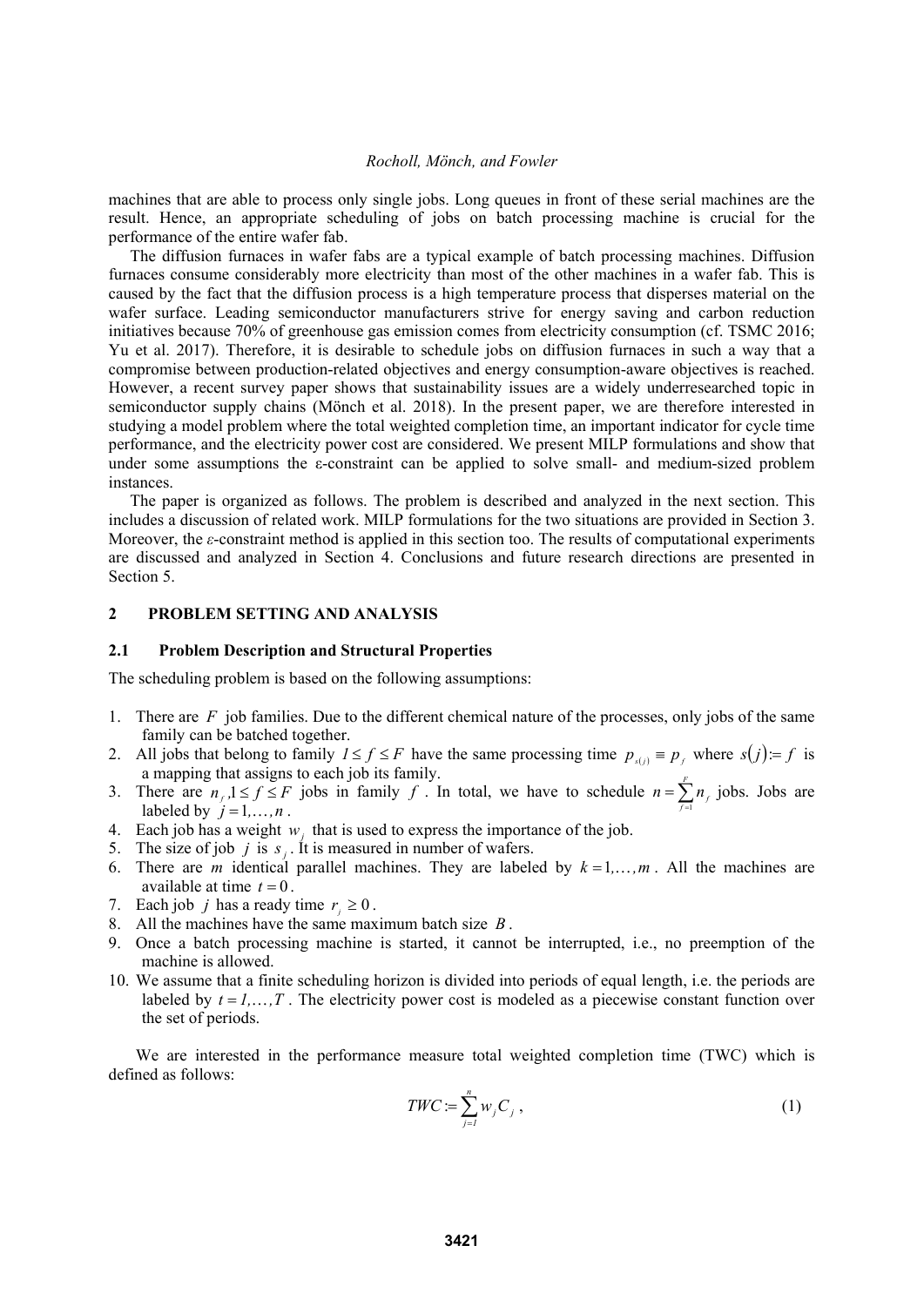machines that are able to process only single jobs. Long queues in front of these serial machines are the result. Hence, an appropriate scheduling of jobs on batch processing machine is crucial for the performance of the entire wafer fab.

The diffusion furnaces in wafer fabs are a typical example of batch processing machines. Diffusion furnaces consume considerably more electricity than most of the other machines in a wafer fab. This is caused by the fact that the diffusion process is a high temperature process that disperses material on the wafer surface. Leading semiconductor manufacturers strive for energy saving and carbon reduction initiatives because 70% of greenhouse gas emission comes from electricity consumption (cf. TSMC 2016; Yu et al. 2017). Therefore, it is desirable to schedule jobs on diffusion furnaces in such a way that a compromise between production-related objectives and energy consumption-aware objectives is reached. However, a recent survey paper shows that sustainability issues are a widely underresearched topic in semiconductor supply chains (Mönch et al. 2018). In the present paper, we are therefore interested in studying a model problem where the total weighted completion time, an important indicator for cycle time performance, and the electricity power cost are considered. We present MILP formulations and show that under some assumptions the ε-constraint can be applied to solve small- and medium-sized problem instances.

The paper is organized as follows. The problem is described and analyzed in the next section. This includes a discussion of related work. MILP formulations for the two situations are provided in Section 3. Moreover, the *ε*-constraint method is applied in this section too. The results of computational experiments are discussed and analyzed in Section 4. Conclusions and future research directions are presented in Section 5.

## 2 PROBLEM SETTING AND ANALYSIS

### 2.1 Problem Description and Structural Properties

The scheduling problem is based on the following assumptions:

1. There are $F$ job families. Due to the different chemical nature of the processes, only jobs of the same family can be batched together.
2. All jobs that belong to family $1 \leq f \leq F$ have the same processing time $p_{s(j)} \equiv p_f$ where $s(j) := f$ is a mapping that assigns to each job its family.
3. There are $n_f, 1 \leq f \leq F$ jobs in family $f$. In total, we have to schedule $n = \sum_{f=1}^{F} n_f$ jobs. Jobs are labeled by $j = 1, \ldots, n$.
4. Each job has a weight $w_j$ that is used to express the importance of the job.
5. The size of job $j$ is $s_j$. It is measured in number of wafers.
6. There are $m$ identical parallel machines. They are labeled by $k = 1, \ldots, m$. All the machines are available at time $t = 0$.
7. Each job $j$ has a ready time $r_j \geq 0$.
8. All the machines have the same maximum batch size $B$.
9. Once a batch processing machine is started, it cannot be interrupted, i.e., no preemption of the machine is allowed.
10. We assume that a finite scheduling horizon is divided into periods of equal length, i.e. the periods are labeled by $t = 1, \ldots, T$. The electricity power cost is modeled as a piecewise constant function over the set of periods.

We are interested in the performance measure total weighted completion time (TWC) which is defined as follows:

$$TWC := \sum_{j=1}^{n} w_j C_j \,, \tag{1}$$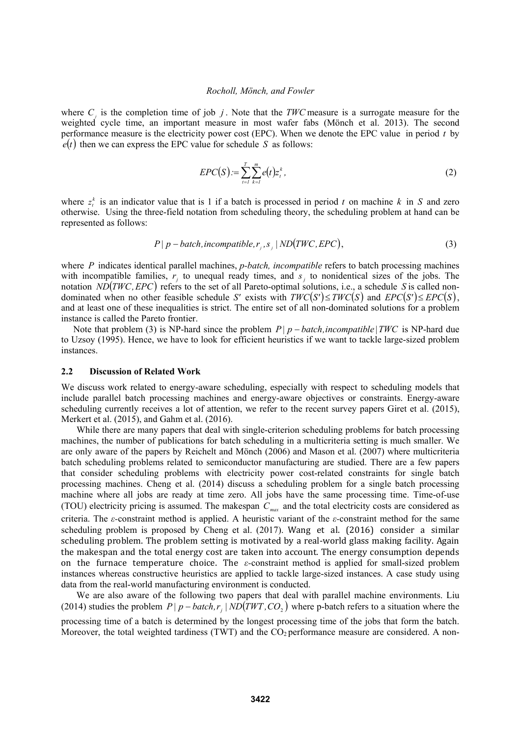where $C_j$ is the completion time of job $j$. Note that the $TWC$ measure is a surrogate measure for the weighted cycle time, an important measure in most wafer fabs (Mönch et al. 2013). The second performance measure is the electricity power cost (EPC). When we denote the EPC value in period $t$ by $e(t)$ then we can express the EPC value for schedule $S$ as follows:

$$EPC(S) := \sum_{t=1}^{T} \sum_{k=1}^{m} e(t) z_t^k, \tag{2}$$

where $z_t^k$ is an indicator value that is 1 if a batch is processed in period $t$ on machine $k$ in $S$ and zero otherwise. Using the three-field notation from scheduling theory, the scheduling problem at hand can be represented as follows:

$$P \mid p-batch, incompatible, r_j, s_j \mid ND(TWC, EPC), \tag{3}$$

where $P$ indicates identical parallel machines, *p-batch, incompatible* refers to batch processing machines with incompatible families, $r_j$ to unequal ready times, and $s_j$ to nonidentical sizes of the jobs. The notation $ND(TWC, EPC)$ refers to the set of all Pareto-optimal solutions, i.e., a schedule $S$ is called non-dominated when no other feasible schedule $S'$ exists with $TWC(S') \leq TWC(S)$ and $EPC(S') \leq EPC(S)$, and at least one of these inequalities is strict. The entire set of all non-dominated solutions for a problem instance is called the Pareto frontier.

Note that problem (3) is NP-hard since the problem $P \mid p-batch, incompatible \mid TWC$ is NP-hard due to Uzsoy (1995). Hence, we have to look for efficient heuristics if we want to tackle large-sized problem instances.

### 2.2 Discussion of Related Work

We discuss work related to energy-aware scheduling, especially with respect to scheduling models that include parallel batch processing machines and energy-aware objectives or constraints. Energy-aware scheduling currently receives a lot of attention, we refer to the recent survey papers Giret et al. (2015), Merkert et al. (2015), and Gahm et al. (2016).

While there are many papers that deal with single-criterion scheduling problems for batch processing machines, the number of publications for batch scheduling in a multicriteria setting is much smaller. We are only aware of the papers by Reichelt and Mönch (2006) and Mason et al. (2007) where multicriteria batch scheduling problems related to semiconductor manufacturing are studied. There are a few papers that consider scheduling problems with electricity power cost-related constraints for single batch processing machines. Cheng et al. (2014) discuss a scheduling problem for a single batch processing machine where all jobs are ready at time zero. All jobs have the same processing time. Time-of-use (TOU) electricity pricing is assumed. The makespan $C_{max}$ and the total electricity costs are considered as criteria. The *ε*-constraint method is applied. A heuristic variant of the *ε*-constraint method for the same scheduling problem is proposed by Cheng et al. (2017). Wang et al. (2016) consider a similar scheduling problem. The problem setting is motivated by a real-world glass making facility. Again the makespan and the total energy cost are taken into account. The energy consumption depends on the furnace temperature choice. The *ε*-constraint method is applied for small-sized problem instances whereas constructive heuristics are applied to tackle large-sized instances. A case study using data from the real-world manufacturing environment is conducted.

We are also aware of the following two papers that deal with parallel machine environments. Liu (2014) studies the problem $P \mid p-batch, r_j \mid ND(TWT, CO_2)$ where p-batch refers to a situation where the processing time of a batch is determined by the longest processing time of the jobs that form the batch. Moreover, the total weighted tardiness (TWT) and the $CO_2$ performance measure are considered. A non-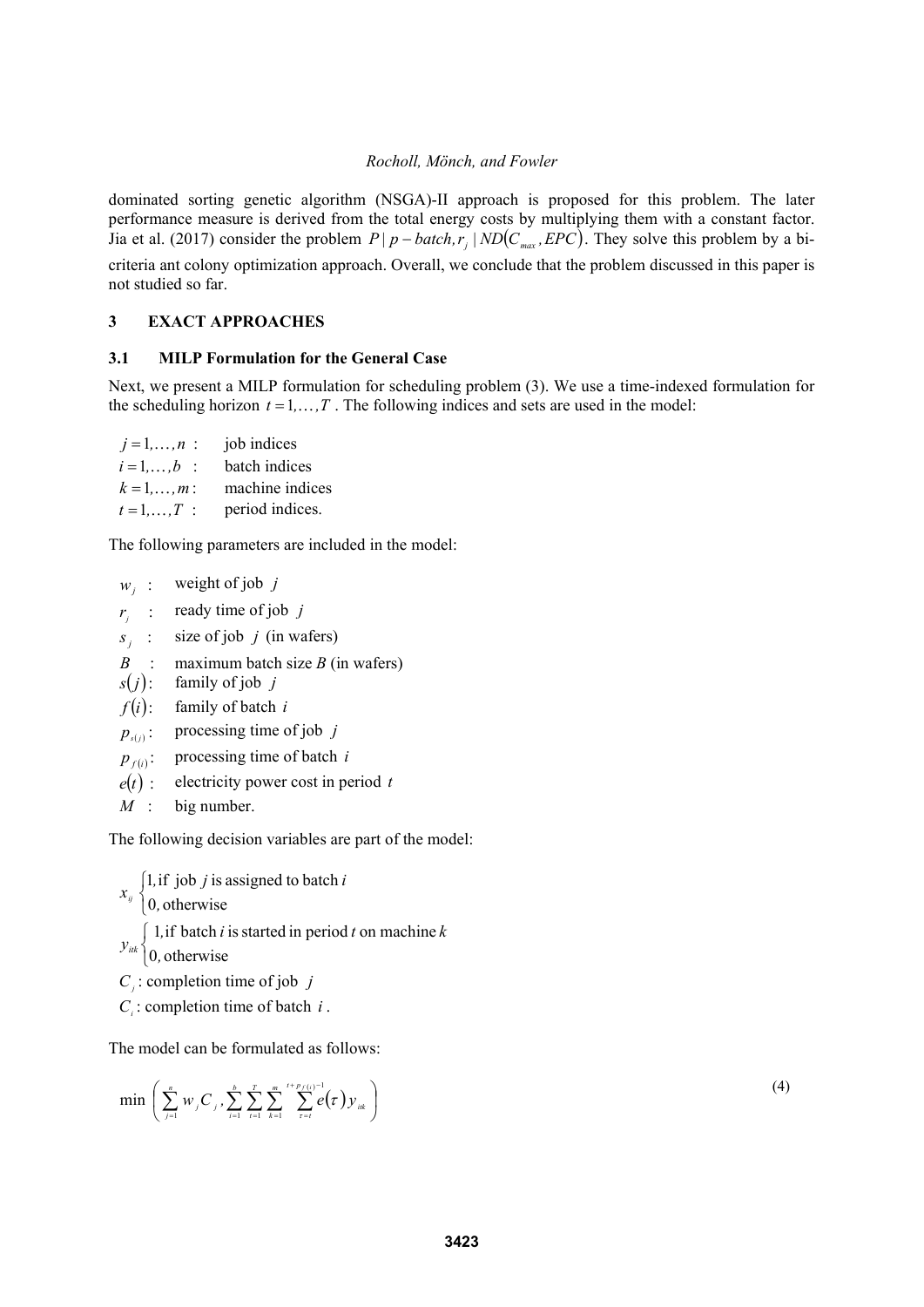dominated sorting genetic algorithm (NSGA)-II approach is proposed for this problem. The later performance measure is derived from the total energy costs by multiplying them with a constant factor. Jia et al. (2017) consider the problem $P \mid p-batch, r_j \mid ND(C_{max}, EPC)$. They solve this problem by a bi-criteria ant colony optimization approach. Overall, we conclude that the problem discussed in this paper is not studied so far.

## 3 EXACT APPROACHES

### 3.1 MILP Formulation for the General Case

Next, we present a MILP formulation for scheduling problem (3). We use a time-indexed formulation for the scheduling horizon $t = 1, \ldots, T$. The following indices and sets are used in the model:

- $j = 1, \ldots, n$ : job indices
- $i = 1, \ldots, b$ : batch indices
- $k = 1, \ldots, m$ : machine indices
- $t = 1, \ldots, T$ : period indices.

The following parameters are included in the model:

- $w_j$ : weight of job $j$
- $r_j$ : ready time of job $j$
- $s_j$ : size of job $j$ (in wafers)
- $B$ : maximum batch size *B* (in wafers)
- $s(j)$: family of job $j$
- $f(i)$: family of batch $i$
- $p_{s(j)}$: processing time of job $j$
- $p_{f(i)}$: processing time of batch $i$
- $e(t)$ : electricity power cost in period $t$
- $M$ : big number.

The following decision variables are part of the model:

$x_{ij} \begin{cases} 1, \text{if job } j \text{ is assigned to batch } i \\ 0, \text{otherwise} \end{cases}$

$y_{itk} \begin{cases} 1, \text{if batch } i \text{ is started in period } t \text{ on machine } k \\ 0, \text{otherwise} \end{cases}$

$C_j$ : completion time of job $j$

$C_i$ : completion time of batch $i$.

The model can be formulated as follows:

$$\min \left( \sum_{j=1}^{n} w_j C_j, \sum_{i=1}^{b} \sum_{t=1}^{T} \sum_{k=1}^{m} \sum_{\tau=t}^{t+p_{f(i)}-1} e(\tau) y_{itk} \right) \tag{4}$$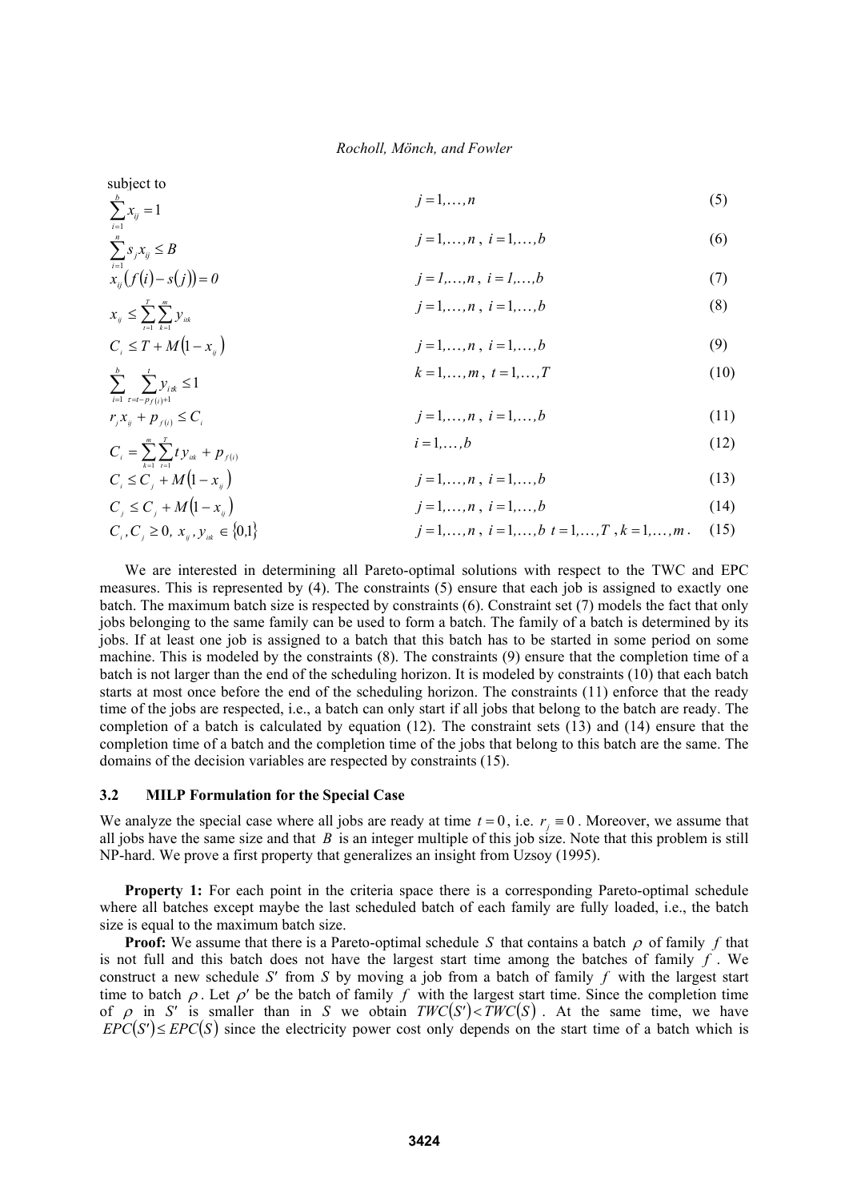subject to

$$\sum_{i=1}^{b} x_{ij} = 1 \qquad j = 1,\ldots,n \tag{5}$$

$$\sum_{i=1}^{n} s_j x_{ij} \le B \qquad j = 1,\ldots,n,\ i = 1,\ldots,b \tag{6}$$

$$x_{ij}\left(f(i) - s(j)\right) = 0 \qquad j = 1,\ldots,n,\ i = 1,\ldots,b \tag{7}$$

$$x_{ij} \le \sum_{t=1}^{T} \sum_{k=1}^{m} y_{itk} \qquad j = 1,\ldots,n,\ i = 1,\ldots,b \tag{8}$$

$$C_i \le T + M\left(1 - x_{ij}\right) \qquad j = 1,\ldots,n,\ i = 1,\ldots,b \tag{9}$$

$$\sum_{i=1}^{b} \sum_{\tau = t - p_{f(i)}+1}^{t} y_{i\tau k} \le 1 \qquad k = 1,\ldots,m,\ t = 1,\ldots,T \tag{10}$$

$$r_j x_{ij} + p_{f(i)} \le C_i \qquad j = 1,\ldots,n,\ i = 1,\ldots,b \tag{11}$$

$$C_i = \sum_{k=1}^{m} \sum_{t=1}^{T} t\, y_{itk} + p_{f(i)} \qquad i = 1,\ldots,b \tag{12}$$

$$C_i \le C_j + M\left(1 - x_{ij}\right) \qquad j = 1,\ldots,n,\ i = 1,\ldots,b \tag{13}$$

$$C_j \le C_j + M\left(1 - x_{ij}\right) \qquad j = 1,\ldots,n,\ i = 1,\ldots,b \tag{14}$$

$$C_i, C_j \ge 0,\ x_{ij}, y_{itk} \in \{0,1\} \qquad j = 1,\ldots,n,\ i = 1,\ldots,b\ t = 1,\ldots,T,\ k = 1,\ldots,m. \tag{15}$$

We are interested in determining all Pareto-optimal solutions with respect to the TWC and EPC measures. This is represented by (4). The constraints (5) ensure that each job is assigned to exactly one batch. The maximum batch size is respected by constraints (6). Constraint set (7) models the fact that only jobs belonging to the same family can be used to form a batch. The family of a batch is determined by its jobs. If at least one job is assigned to a batch that this batch has to be started in some period on some machine. This is modeled by the constraints (8). The constraints (9) ensure that the completion time of a batch is not larger than the end of the scheduling horizon. It is modeled by constraints (10) that each batch starts at most once before the end of the scheduling horizon. The constraints (11) enforce that the ready time of the jobs are respected, i.e., a batch can only start if all jobs that belong to the batch are ready. The completion of a batch is calculated by equation (12). The constraint sets (13) and (14) ensure that the completion time of a batch and the completion time of the jobs that belong to this batch are the same. The domains of the decision variables are respected by constraints (15).

### 3.2 MILP Formulation for the Special Case

We analyze the special case where all jobs are ready at time $t = 0$, i.e. $r_j \equiv 0$. Moreover, we assume that all jobs have the same size and that $B$ is an integer multiple of this job size. Note that this problem is still NP-hard. We prove a first property that generalizes an insight from Uzsoy (1995).

**Property 1:** For each point in the criteria space there is a corresponding Pareto-optimal schedule where all batches except maybe the last scheduled batch of each family are fully loaded, i.e., the batch size is equal to the maximum batch size.

**Proof:** We assume that there is a Pareto-optimal schedule $S$ that contains a batch $\rho$ of family $f$ that is not full and this batch does not have the largest start time among the batches of family $f$. We construct a new schedule $S'$ from $S$ by moving a job from a batch of family $f$ with the largest start time to batch $\rho$. Let $\rho'$ be the batch of family $f$ with the largest start time. Since the completion time of $\rho$ in $S'$ is smaller than in $S$ we obtain $TWC(S') < TWC(S)$. At the same time, we have $EPC(S') \le EPC(S)$ since the electricity power cost only depends on the start time of a batch which is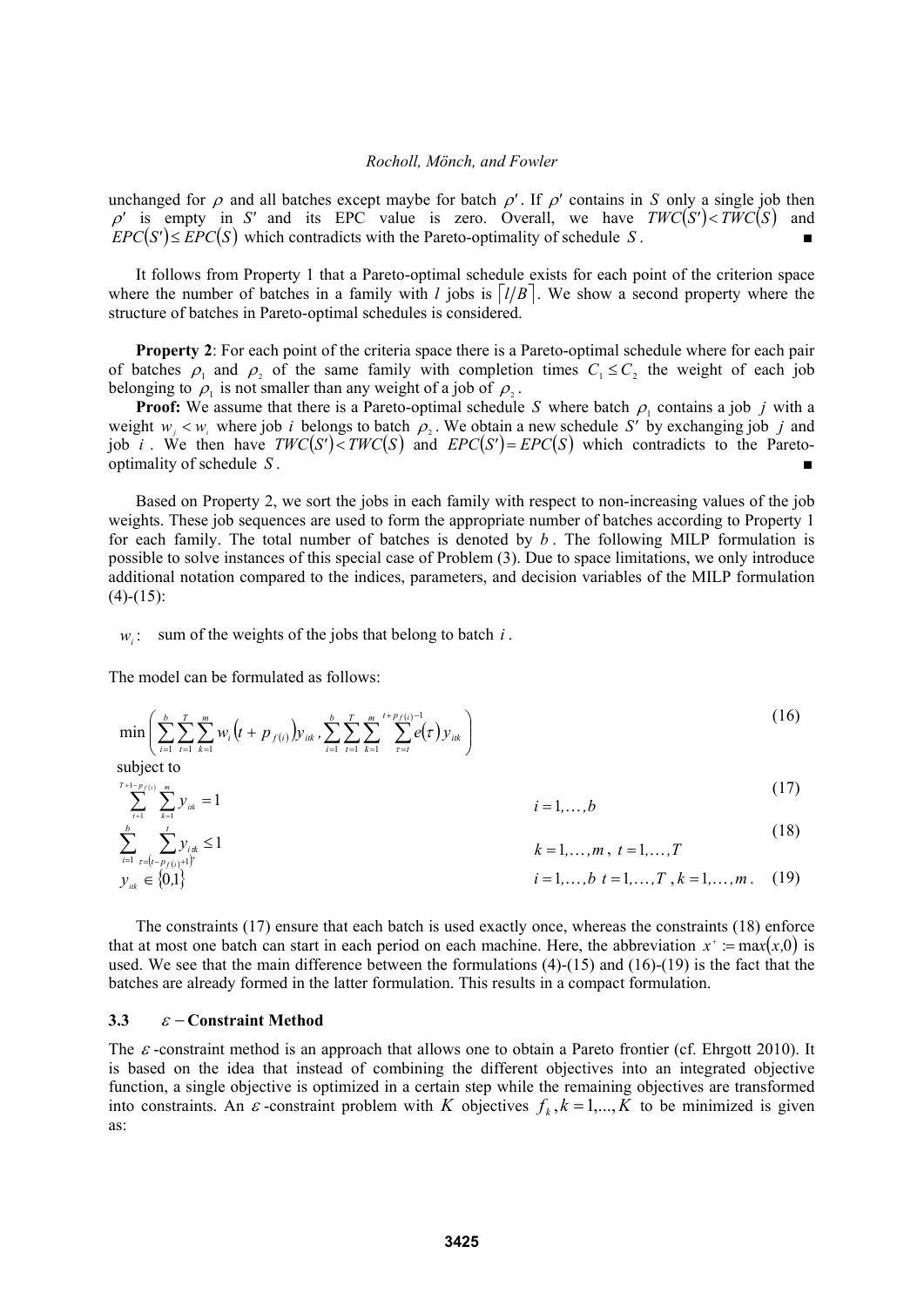unchanged for $\rho$ and all batches except maybe for batch $\rho'$. If $\rho'$ contains in $S$ only a single job then $\rho'$ is empty in $S'$ and its EPC value is zero. Overall, we have $TWC(S') < TWC(S)$ and $EPC(S') \leq EPC(S)$ which contradicts with the Pareto-optimality of schedule $S$. ■

It follows from Property 1 that a Pareto-optimal schedule exists for each point of the criterion space where the number of batches in a family with $l$ jobs is $\lceil l/B \rceil$. We show a second property where the structure of batches in Pareto-optimal schedules is considered.

**Property 2**: For each point of the criteria space there is a Pareto-optimal schedule where for each pair of batches $\rho_1$ and $\rho_2$ of the same family with completion times $C_1 \leq C_2$ the weight of each job belonging to $\rho_1$ is not smaller than any weight of a job of $\rho_2$.

**Proof:** We assume that there is a Pareto-optimal schedule $S$ where batch $\rho_1$ contains a job $j$ with a weight $w_j < w_i$ where job $i$ belongs to batch $\rho_2$. We obtain a new schedule $S'$ by exchanging job $j$ and job $i$. We then have $TWC(S') < TWC(S)$ and $EPC(S') = EPC(S)$ which contradicts to the Pareto-optimality of schedule $S$. ■

Based on Property 2, we sort the jobs in each family with respect to non-increasing values of the job weights. These job sequences are used to form the appropriate number of batches according to Property 1 for each family. The total number of batches is denoted by $b$. The following MILP formulation is possible to solve instances of this special case of Problem (3). Due to space limitations, we only introduce additional notation compared to the indices, parameters, and decision variables of the MILP formulation (4)-(15):

$w_i$: sum of the weights of the jobs that belong to batch $i$.

The model can be formulated as follows:

$$\min \left( \sum_{i=1}^{b} \sum_{t=1}^{T} \sum_{k=1}^{m} w_i \left(t + p_{f(i)}\right) y_{itk}, \sum_{i=1}^{b} \sum_{t=1}^{T} \sum_{k=1}^{m} \sum_{\tau=t}^{t+p_{f(i)}-1} e(\tau) y_{itk} \right) \tag{16}$$

subject to

$$\sum_{t=1}^{T+1-p_{f(i)}} \sum_{k=1}^{m} y_{itk} = 1 \qquad i = 1,\ldots,b \tag{17}$$

$$\sum_{i=1}^{b} \sum_{\tau=\left(t-p_{f(i)}+1\right)^+}^{t} y_{i\tau k} \leq 1 \qquad k = 1,\ldots,m,\ t = 1,\ldots,T \tag{18}$$

$$y_{itk} \in \{0,1\} \qquad i = 1,\ldots,b\ \ t = 1,\ldots,T,\ k = 1,\ldots,m. \tag{19}$$

The constraints (17) ensure that each batch is used exactly once, whereas the constraints (18) enforce that at most one batch can start in each period on each machine. Here, the abbreviation $x^+ := \max(x,0)$ is used. We see that the main difference between the formulations (4)-(15) and (16)-(19) is the fact that the batches are already formed in the latter formulation. This results in a compact formulation.

### 3.3 $\varepsilon$ − Constraint Method

The $\varepsilon$-constraint method is an approach that allows one to obtain a Pareto frontier (cf. Ehrgott 2010). It is based on the idea that instead of combining the different objectives into an integrated objective function, a single objective is optimized in a certain step while the remaining objectives are transformed into constraints. An $\varepsilon$-constraint problem with $K$ objectives $f_k, k = 1,...,K$ to be minimized is given as: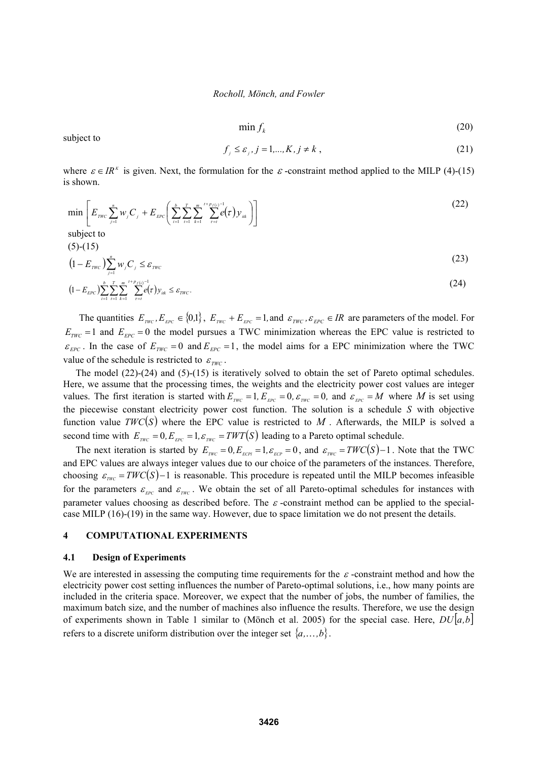$$\min f_k \tag{20}$$

subject to

$$f_j \leq \varepsilon_j,\ j = 1,...,K,\ j \neq k\ , \tag{21}$$

where $\varepsilon \in IR^K$ is given. Next, the formulation for the $\varepsilon$-constraint method applied to the MILP (4)-(15) is shown.

$$\min \left[ E_{TWC} \sum_{j=1}^{n} w_j C_j + E_{EPC} \left( \sum_{i=1}^{b} \sum_{t=1}^{T} \sum_{k=1}^{m} \sum_{\tau=t}^{t+p_{f(i)}-1} e(\tau) y_{itk} \right) \right] \tag{22}$$

subject to

(5)-(15)

$$\left(1 - E_{TWC}\right) \sum_{j=1}^{n} w_j C_j \leq \varepsilon_{TWC} \tag{23}$$

$$\left(1 - E_{EPC}\right) \sum_{i=1}^{b} \sum_{t=1}^{T} \sum_{k=1}^{m} \sum_{\tau=t}^{t+p_{f(i)}-1} e(\tau) y_{itk} \leq \varepsilon_{TWC}. \tag{24}$$

The quantities $E_{TWC}, E_{EPC} \in \{0,1\}$, $E_{TWC} + E_{EPC} = 1,$ and $\varepsilon_{TWC}, \varepsilon_{EPC} \in IR$ are parameters of the model. For $E_{TWC} = 1$ and $E_{EPC} = 0$ the model pursues a TWC minimization whereas the EPC value is restricted to $\varepsilon_{EPC}$. In the case of $E_{TWC} = 0$ and $E_{EPC} = 1$, the model aims for a EPC minimization where the TWC value of the schedule is restricted to $\varepsilon_{TWC}$.

The model (22)-(24) and (5)-(15) is iteratively solved to obtain the set of Pareto optimal schedules. Here, we assume that the processing times, the weights and the electricity power cost values are integer values. The first iteration is started with $E_{TWC} = 1, E_{EPC} = 0, \varepsilon_{TWC} = 0,$ and $\varepsilon_{EPC} = M$ where $M$ is set using the piecewise constant electricity power cost function. The solution is a schedule $S$ with objective function value $TWC(S)$ where the EPC value is restricted to $M$. Afterwards, the MILP is solved a second time with $E_{TWC} = 0, E_{EPC} = 1, \varepsilon_{TWC} = TWT(S)$ leading to a Pareto optimal schedule.

The next iteration is started by $E_{TWC} = 0, E_{ECPI} = 1, \varepsilon_{ECP} = 0$, and $\varepsilon_{TWC} = TWC(S) - 1$. Note that the TWC and EPC values are always integer values due to our choice of the parameters of the instances. Therefore, choosing $\varepsilon_{TWC} = TWC(S) - 1$ is reasonable. This procedure is repeated until the MILP becomes infeasible for the parameters $\varepsilon_{EPC}$ and $\varepsilon_{TWC}$. We obtain the set of all Pareto-optimal schedules for instances with parameter values choosing as described before. The $\varepsilon$-constraint method can be applied to the special-case MILP (16)-(19) in the same way. However, due to space limitation we do not present the details.

## 4 COMPUTATIONAL EXPERIMENTS

### 4.1 Design of Experiments

We are interested in assessing the computing time requirements for the $\varepsilon$-constraint method and how the electricity power cost setting influences the number of Pareto-optimal solutions, i.e., how many points are included in the criteria space. Moreover, we expect that the number of jobs, the number of families, the maximum batch size, and the number of machines also influence the results. Therefore, we use the design of experiments shown in Table 1 similar to (Mönch et al. 2005) for the special case. Here, $DU[a,b]$ refers to a discrete uniform distribution over the integer set $\{a,\ldots,b\}$.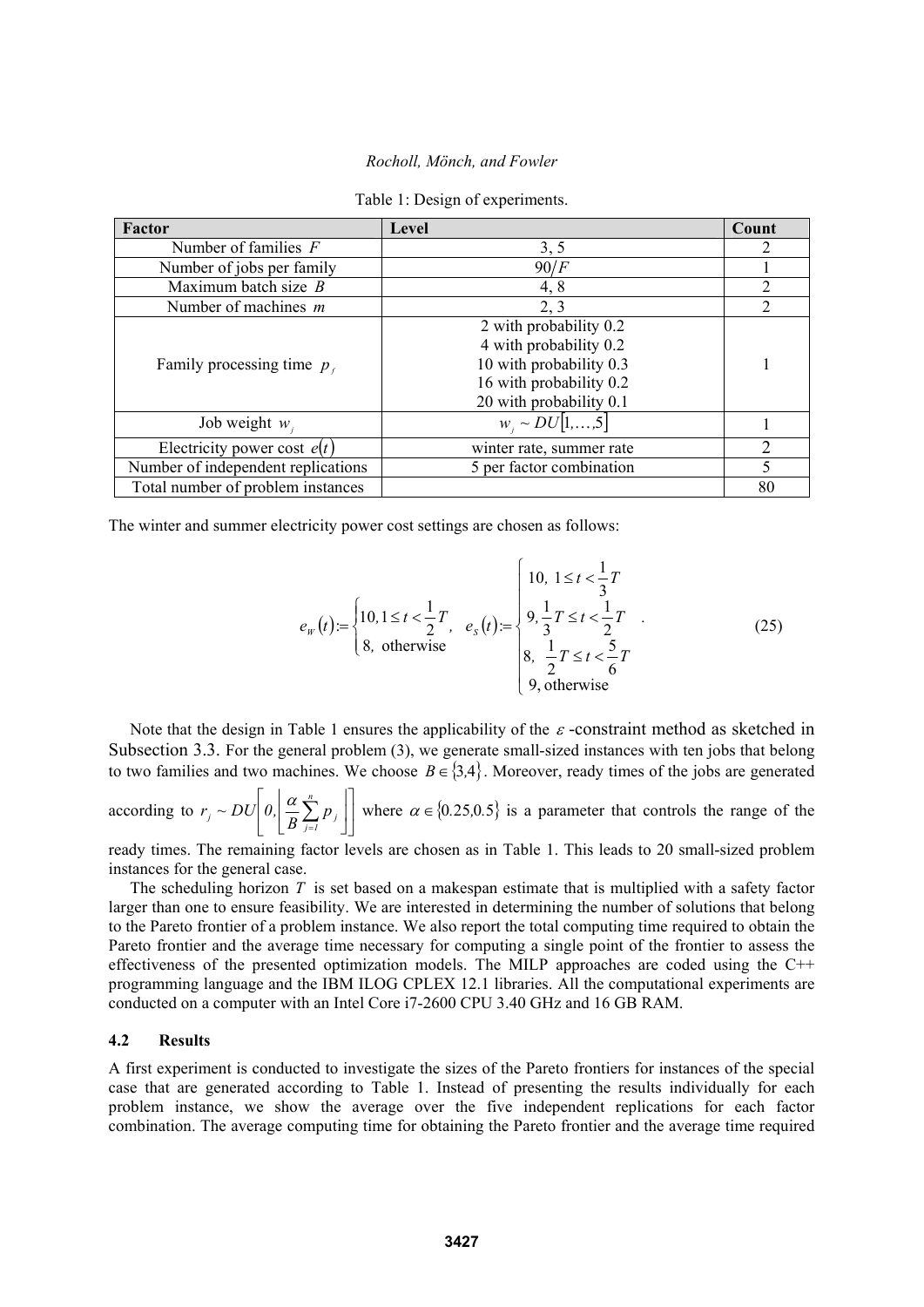Table 1: Design of experiments.

| Factor | Level | Count |
| --- | --- | --- |
| Number of families $F$ | 3, 5 | 2 |
| Number of jobs per family | $90/F$ | 1 |
| Maximum batch size $B$ | 4, 8 | 2 |
| Number of machines $m$ | 2, 3 | 2 |
| Family processing time $p_f$ | 2 with probability 0.2<br>4 with probability 0.2<br>10 with probability 0.3<br>16 with probability 0.2<br>20 with probability 0.1 | 1 |
| Job weight $w_j$ | $w_j \sim DU[1,\ldots,5]$ | 1 |
| Electricity power cost $e(t)$ | winter rate, summer rate | 2 |
| Number of independent replications | 5 per factor combination | 5 |
| Total number of problem instances | | 80 |

The winter and summer electricity power cost settings are chosen as follows:

$$
e_W(t) := \begin{cases} 10, 1 \le t < \frac{1}{2}T \\ 8, \text{ otherwise} \end{cases}, \quad e_S(t) := \begin{cases} 10, \ 1 \le t < \frac{1}{3}T \\ 9, \frac{1}{3}T \le t < \frac{1}{2}T \\ 8, \ \frac{1}{2}T \le t < \frac{5}{6}T \\ 9, \text{otherwise} \end{cases}. \tag{25}
$$

Note that the design in Table 1 ensures the applicability of the $\varepsilon$-constraint method as sketched in Subsection 3.3. For the general problem (3), we generate small-sized instances with ten jobs that belong to two families and two machines. We choose $B \in \{3,4\}$. Moreover, ready times of the jobs are generated according to $r_j \sim DU\left[0, \left\lfloor \frac{\alpha}{B} \sum_{j=1}^{n} p_j \right\rfloor\right]$ where $\alpha \in \{0.25, 0.5\}$ is a parameter that controls the range of the ready times. The remaining factor levels are chosen as in Table 1. This leads to 20 small-sized problem instances for the general case.

The scheduling horizon $T$ is set based on a makespan estimate that is multiplied with a safety factor larger than one to ensure feasibility. We are interested in determining the number of solutions that belong to the Pareto frontier of a problem instance. We also report the total computing time required to obtain the Pareto frontier and the average time necessary for computing a single point of the frontier to assess the effectiveness of the presented optimization models. The MILP approaches are coded using the C++ programming language and the IBM ILOG CPLEX 12.1 libraries. All the computational experiments are conducted on a computer with an Intel Core i7-2600 CPU 3.40 GHz and 16 GB RAM.

### 4.2 Results

A first experiment is conducted to investigate the sizes of the Pareto frontiers for instances of the special case that are generated according to Table 1. Instead of presenting the results individually for each problem instance, we show the average over the five independent replications for each factor combination. The average computing time for obtaining the Pareto frontier and the average time required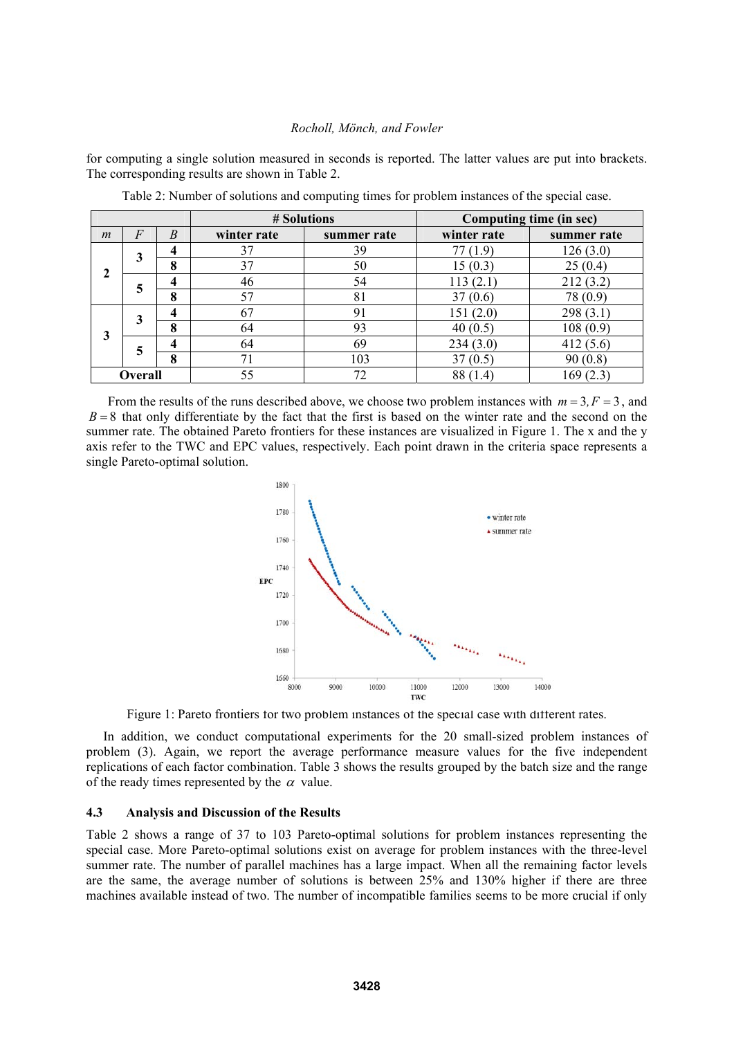for computing a single solution measured in seconds is reported. The latter values are put into brackets. The corresponding results are shown in Table 2.

Table 2: Number of solutions and computing times for problem instances of the special case.

| | | | # Solutions | | Computing time (in sec) | |
|---|---|---|---|---|---|---|
| $m$ | $F$ | $B$ | winter rate | summer rate | winter rate | summer rate |
| 2 | 3 | 4 | 37 | 39 | 77 (1.9) | 126 (3.0) |
| | | 8 | 37 | 50 | 15 (0.3) | 25 (0.4) |
| | 5 | 4 | 46 | 54 | 113 (2.1) | 212 (3.2) |
| | | 8 | 57 | 81 | 37 (0.6) | 78 (0.9) |
| 3 | 3 | 4 | 67 | 91 | 151 (2.0) | 298 (3.1) |
| | | 8 | 64 | 93 | 40 (0.5) | 108 (0.9) |
| | 5 | 4 | 64 | 69 | 234 (3.0) | 412 (5.6) |
| | | 8 | 71 | 103 | 37 (0.5) | 90 (0.8) |
| Overall | | | 55 | 72 | 88 (1.4) | 169 (2.3) |

From the results of the runs described above, we choose two problem instances with $m = 3, F = 3$, and $B = 8$ that only differentiate by the fact that the first is based on the winter rate and the second on the summer rate. The obtained Pareto frontiers for these instances are visualized in Figure 1. The x and the y axis refer to the TWC and EPC values, respectively. Each point drawn in the criteria space represents a single Pareto-optimal solution.

Figure 1: Pareto frontiers for two problem instances of the special case with different rates.

In addition, we conduct computational experiments for the 20 small-sized problem instances of problem (3). Again, we report the average performance measure values for the five independent replications of each factor combination. Table 3 shows the results grouped by the batch size and the range of the ready times represented by the $\alpha$ value.

### 4.3 Analysis and Discussion of the Results

Table 2 shows a range of 37 to 103 Pareto-optimal solutions for problem instances representing the special case. More Pareto-optimal solutions exist on average for problem instances with the three-level summer rate. The number of parallel machines has a large impact. When all the remaining factor levels are the same, the average number of solutions is between 25% and 130% higher if there are three machines available instead of two. The number of incompatible families seems to be more crucial if only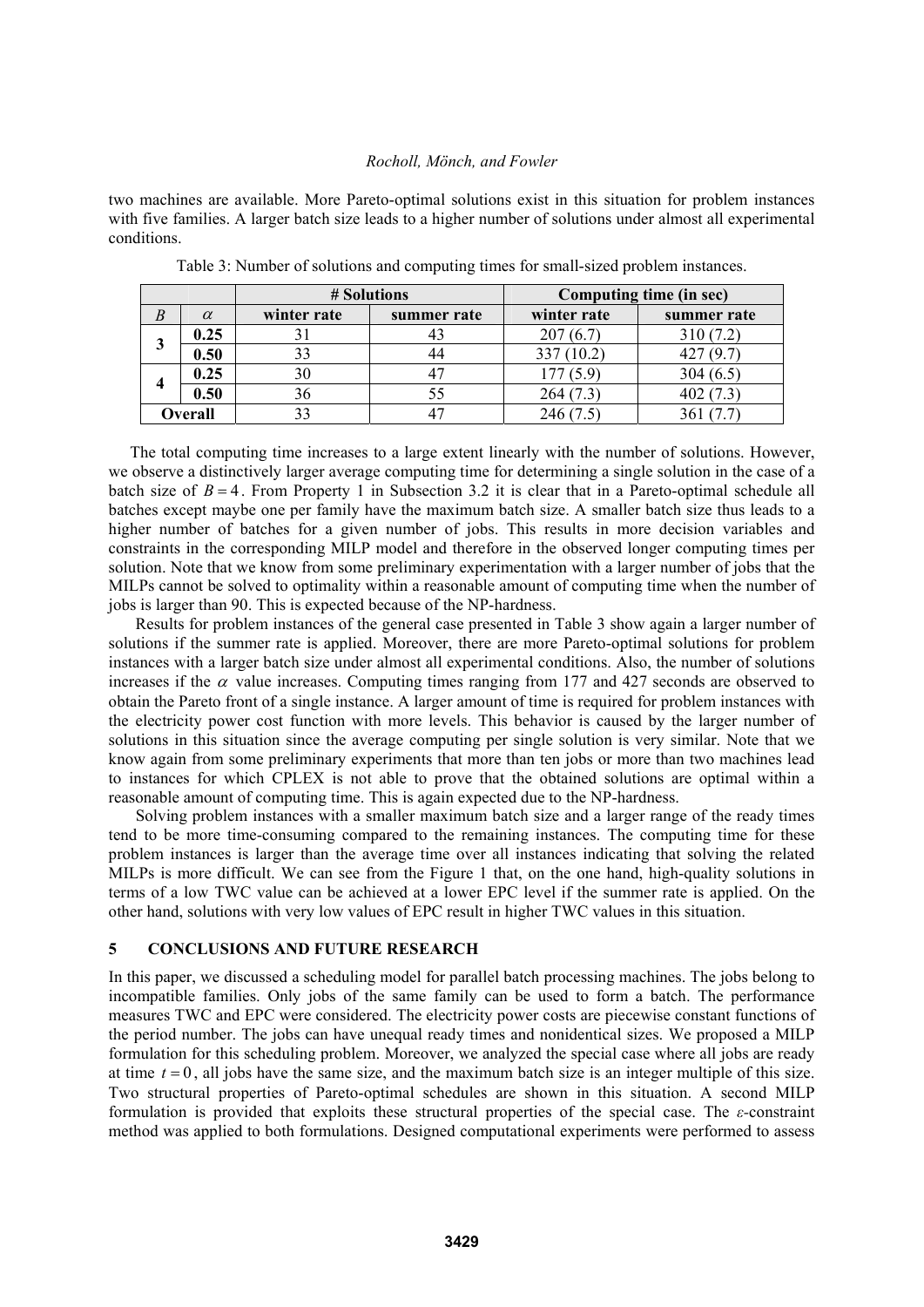two machines are available. More Pareto-optimal solutions exist in this situation for problem instances with five families. A larger batch size leads to a higher number of solutions under almost all experimental conditions.

Table 3: Number of solutions and computing times for small-sized problem instances.

| | | # Solutions | | Computing time (in sec) | |
|---|---|---|---|---|---|
| $B$ | $\alpha$ | winter rate | summer rate | winter rate | summer rate |
| **3** | **0.25** | 31 | 43 | 207 (6.7) | 310 (7.2) |
| | **0.50** | 33 | 44 | 337 (10.2) | 427 (9.7) |
| **4** | **0.25** | 30 | 47 | 177 (5.9) | 304 (6.5) |
| | **0.50** | 36 | 55 | 264 (7.3) | 402 (7.3) |
| **Overall** | | 33 | 47 | 246 (7.5) | 361 (7.7) |

The total computing time increases to a large extent linearly with the number of solutions. However, we observe a distinctively larger average computing time for determining a single solution in the case of a batch size of $B = 4$. From Property 1 in Subsection 3.2 it is clear that in a Pareto-optimal schedule all batches except maybe one per family have the maximum batch size. A smaller batch size thus leads to a higher number of batches for a given number of jobs. This results in more decision variables and constraints in the corresponding MILP model and therefore in the observed longer computing times per solution. Note that we know from some preliminary experimentation with a larger number of jobs that the MILPs cannot be solved to optimality within a reasonable amount of computing time when the number of jobs is larger than 90. This is expected because of the NP-hardness.

Results for problem instances of the general case presented in Table 3 show again a larger number of solutions if the summer rate is applied. Moreover, there are more Pareto-optimal solutions for problem instances with a larger batch size under almost all experimental conditions. Also, the number of solutions increases if the $\alpha$ value increases. Computing times ranging from 177 and 427 seconds are observed to obtain the Pareto front of a single instance. A larger amount of time is required for problem instances with the electricity power cost function with more levels. This behavior is caused by the larger number of solutions in this situation since the average computing per single solution is very similar. Note that we know again from some preliminary experiments that more than ten jobs or more than two machines lead to instances for which CPLEX is not able to prove that the obtained solutions are optimal within a reasonable amount of computing time. This is again expected due to the NP-hardness.

Solving problem instances with a smaller maximum batch size and a larger range of the ready times tend to be more time-consuming compared to the remaining instances. The computing time for these problem instances is larger than the average time over all instances indicating that solving the related MILPs is more difficult. We can see from the Figure 1 that, on the one hand, high-quality solutions in terms of a low TWC value can be achieved at a lower EPC level if the summer rate is applied. On the other hand, solutions with very low values of EPC result in higher TWC values in this situation.

## 5 CONCLUSIONS AND FUTURE RESEARCH

In this paper, we discussed a scheduling model for parallel batch processing machines. The jobs belong to incompatible families. Only jobs of the same family can be used to form a batch. The performance measures TWC and EPC were considered. The electricity power costs are piecewise constant functions of the period number. The jobs can have unequal ready times and nonidentical sizes. We proposed a MILP formulation for this scheduling problem. Moreover, we analyzed the special case where all jobs are ready at time $t = 0$, all jobs have the same size, and the maximum batch size is an integer multiple of this size. Two structural properties of Pareto-optimal schedules are shown in this situation. A second MILP formulation is provided that exploits these structural properties of the special case. The $\varepsilon$-constraint method was applied to both formulations. Designed computational experiments were performed to assess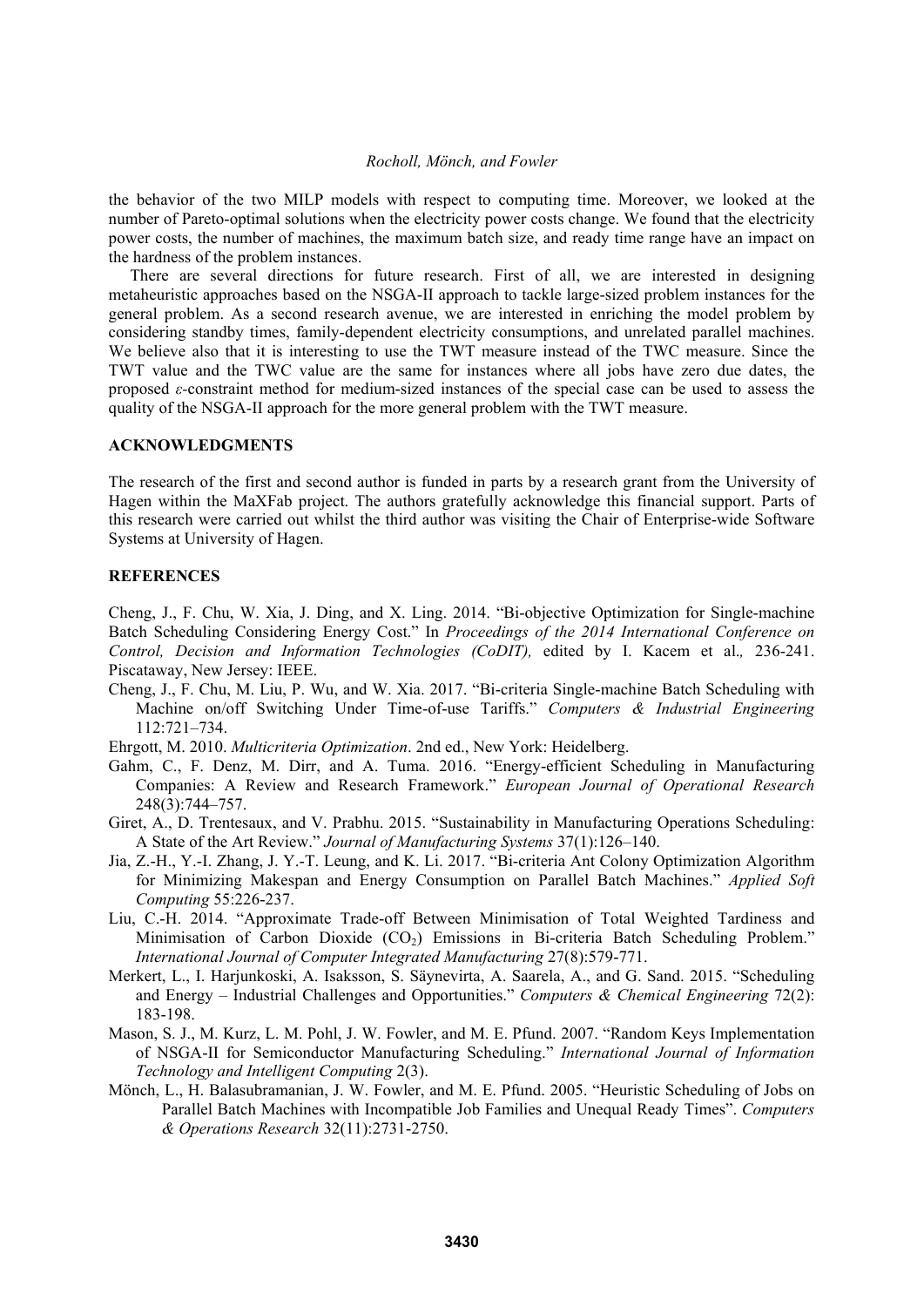the behavior of the two MILP models with respect to computing time. Moreover, we looked at the number of Pareto-optimal solutions when the electricity power costs change. We found that the electricity power costs, the number of machines, the maximum batch size, and ready time range have an impact on the hardness of the problem instances.

There are several directions for future research. First of all, we are interested in designing metaheuristic approaches based on the NSGA-II approach to tackle large-sized problem instances for the general problem. As a second research avenue, we are interested in enriching the model problem by considering standby times, family-dependent electricity consumptions, and unrelated parallel machines. We believe also that it is interesting to use the TWT measure instead of the TWC measure. Since the TWT value and the TWC value are the same for instances where all jobs have zero due dates, the proposed $\varepsilon$-constraint method for medium-sized instances of the special case can be used to assess the quality of the NSGA-II approach for the more general problem with the TWT measure.

## ACKNOWLEDGMENTS

The research of the first and second author is funded in parts by a research grant from the University of Hagen within the MaXFab project. The authors gratefully acknowledge this financial support. Parts of this research were carried out whilst the third author was visiting the Chair of Enterprise-wide Software Systems at University of Hagen.

## REFERENCES

Cheng, J., F. Chu, W. Xia, J. Ding, and X. Ling. 2014. "Bi-objective Optimization for Single-machine Batch Scheduling Considering Energy Cost." In *Proceedings of the 2014 International Conference on Control, Decision and Information Technologies (CoDIT),* edited by I. Kacem et al*.,* 236-241. Piscataway, New Jersey: IEEE.

Cheng, J., F. Chu, M. Liu, P. Wu, and W. Xia. 2017. "Bi-criteria Single-machine Batch Scheduling with Machine on/off Switching Under Time-of-use Tariffs." *Computers & Industrial Engineering* 112:721–734.

Ehrgott, M. 2010. *Multicriteria Optimization*. 2nd ed., New York: Heidelberg.

Gahm, C., F. Denz, M. Dirr, and A. Tuma. 2016. "Energy-efficient Scheduling in Manufacturing Companies: A Review and Research Framework." *European Journal of Operational Research* 248(3):744–757.

Giret, A., D. Trentesaux, and V. Prabhu. 2015. "Sustainability in Manufacturing Operations Scheduling: A State of the Art Review." *Journal of Manufacturing Systems* 37(1):126–140.

Jia, Z.-H., Y.-I. Zhang, J. Y.-T. Leung, and K. Li. 2017. "Bi-criteria Ant Colony Optimization Algorithm for Minimizing Makespan and Energy Consumption on Parallel Batch Machines." *Applied Soft Computing* 55:226-237.

Liu, C.-H. 2014. "Approximate Trade-off Between Minimisation of Total Weighted Tardiness and Minimisation of Carbon Dioxide ($CO_2$) Emissions in Bi-criteria Batch Scheduling Problem." *International Journal of Computer Integrated Manufacturing* 27(8):579-771.

Merkert, L., I. Harjunkoski, A. Isaksson, S. Säynevirta, A. Saarela, A., and G. Sand. 2015. "Scheduling and Energy – Industrial Challenges and Opportunities." *Computers & Chemical Engineering* 72(2): 183-198.

Mason, S. J., M. Kurz, L. M. Pohl, J. W. Fowler, and M. E. Pfund. 2007. "Random Keys Implementation of NSGA-II for Semiconductor Manufacturing Scheduling." *International Journal of Information Technology and Intelligent Computing* 2(3).

Mönch, L., H. Balasubramanian, J. W. Fowler, and M. E. Pfund. 2005. "Heuristic Scheduling of Jobs on Parallel Batch Machines with Incompatible Job Families and Unequal Ready Times". *Computers & Operations Research* 32(11):2731-2750.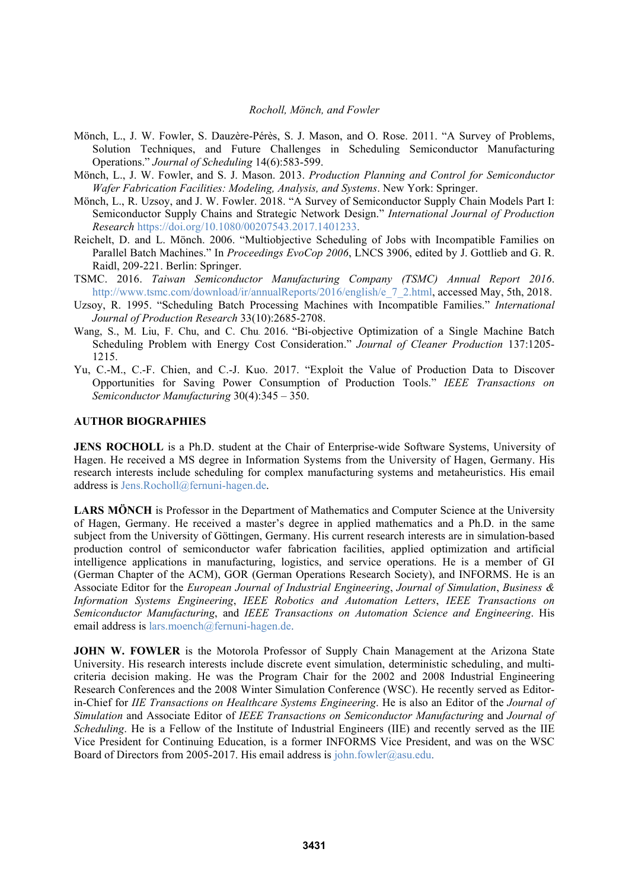Mönch, L., J. W. Fowler, S. Dauzère-Pérès, S. J. Mason, and O. Rose. 2011. "A Survey of Problems, Solution Techniques, and Future Challenges in Scheduling Semiconductor Manufacturing Operations." *Journal of Scheduling* 14(6):583-599.

Mönch, L., J. W. Fowler, and S. J. Mason. 2013. *Production Planning and Control for Semiconductor Wafer Fabrication Facilities: Modeling, Analysis, and Systems*. New York: Springer.

Mönch, L., R. Uzsoy, and J. W. Fowler. 2018. "A Survey of Semiconductor Supply Chain Models Part I: Semiconductor Supply Chains and Strategic Network Design." *International Journal of Production Research* https://doi.org/10.1080/00207543.2017.1401233.

Reichelt, D. and L. Mönch. 2006. "Multiobjective Scheduling of Jobs with Incompatible Families on Parallel Batch Machines." In *Proceedings EvoCop 2006*, LNCS 3906, edited by J. Gottlieb and G. R. Raidl, 209-221. Berlin: Springer.

TSMC. 2016. *Taiwan Semiconductor Manufacturing Company (TSMC) Annual Report 2016*. http://www.tsmc.com/download/ir/annualReports/2016/english/e_7_2.html, accessed May, 5th, 2018.

Uzsoy, R. 1995. "Scheduling Batch Processing Machines with Incompatible Families." *International Journal of Production Research* 33(10):2685-2708.

Wang, S., M. Liu, F. Chu, and C. Chu. 2016. "Bi-objective Optimization of a Single Machine Batch Scheduling Problem with Energy Cost Consideration." *Journal of Cleaner Production* 137:1205-1215.

Yu, C.-M., C.-F. Chien, and C.-J. Kuo. 2017. "Exploit the Value of Production Data to Discover Opportunities for Saving Power Consumption of Production Tools." *IEEE Transactions on Semiconductor Manufacturing* 30(4):345 – 350.

## AUTHOR BIOGRAPHIES

**JENS ROCHOLL** is a Ph.D. student at the Chair of Enterprise-wide Software Systems, University of Hagen. He received a MS degree in Information Systems from the University of Hagen, Germany. His research interests include scheduling for complex manufacturing systems and metaheuristics. His email address is Jens.Rocholl@fernuni-hagen.de.

**LARS MÖNCH** is Professor in the Department of Mathematics and Computer Science at the University of Hagen, Germany. He received a master's degree in applied mathematics and a Ph.D. in the same subject from the University of Göttingen, Germany. His current research interests are in simulation-based production control of semiconductor wafer fabrication facilities, applied optimization and artificial intelligence applications in manufacturing, logistics, and service operations. He is a member of GI (German Chapter of the ACM), GOR (German Operations Research Society), and INFORMS. He is an Associate Editor for the *European Journal of Industrial Engineering*, *Journal of Simulation*, *Business & Information Systems Engineering*, *IEEE Robotics and Automation Letters*, *IEEE Transactions on Semiconductor Manufacturing*, and *IEEE Transactions on Automation Science and Engineering*. His email address is lars.moench@fernuni-hagen.de.

**JOHN W. FOWLER** is the Motorola Professor of Supply Chain Management at the Arizona State University. His research interests include discrete event simulation, deterministic scheduling, and multi-criteria decision making. He was the Program Chair for the 2002 and 2008 Industrial Engineering Research Conferences and the 2008 Winter Simulation Conference (WSC). He recently served as Editor-in-Chief for *IIE Transactions on Healthcare Systems Engineering*. He is also an Editor of the *Journal of Simulation* and Associate Editor of *IEEE Transactions on Semiconductor Manufacturing* and *Journal of Scheduling*. He is a Fellow of the Institute of Industrial Engineers (IIE) and recently served as the IIE Vice President for Continuing Education, is a former INFORMS Vice President, and was on the WSC Board of Directors from 2005-2017. His email address is john.fowler@asu.edu.